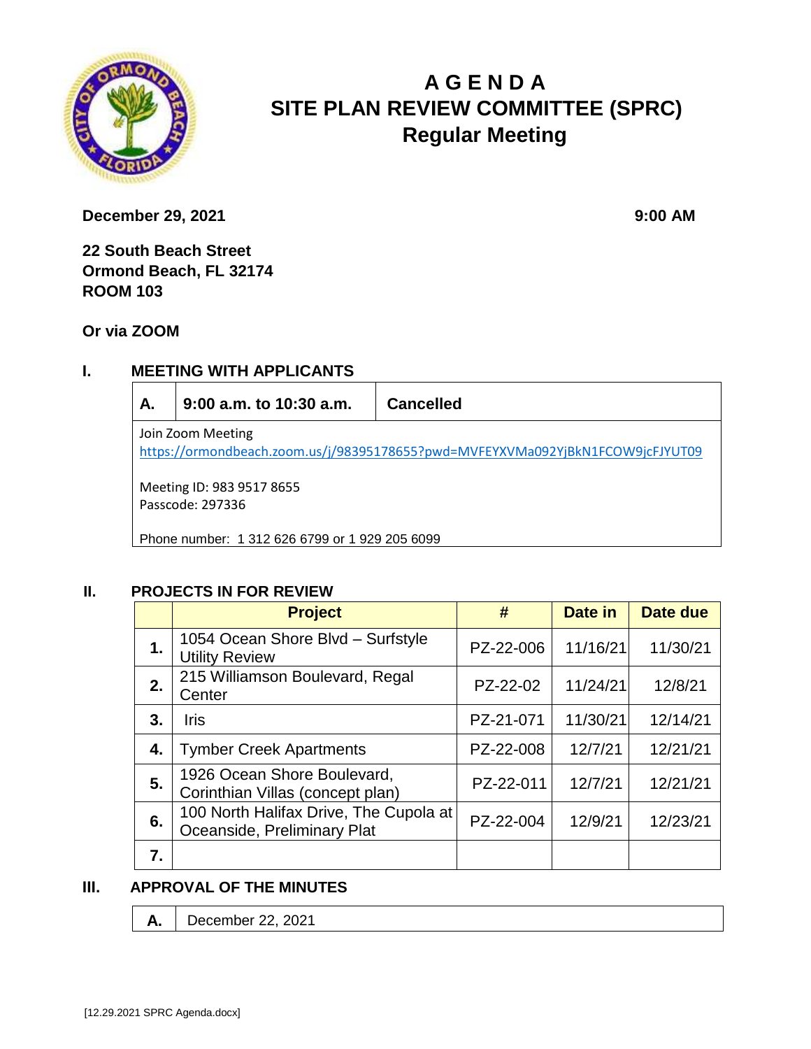# A G E N D A
# SITE PLAN REVIEW COMMITTEE (SPRC)
## Regular Meeting

**December 29, 2021** **9:00 AM**

**22 South Beach Street**
**Ormond Beach, FL 32174**
**ROOM 103**

**Or via ZOOM**

## I. MEETING WITH APPLICANTS

| A. | 9:00 a.m. to 10:30 a.m. | Cancelled |
|---|---|---|

Join Zoom Meeting
https://ormondbeach.zoom.us/j/98395178655?pwd=MVFEYXVMa092YjBkN1FCOW9jcFJYUT09

Meeting ID: 983 9517 8655
Passcode: 297336

Phone number: 1 312 626 6799 or 1 929 205 6099

## II. PROJECTS IN FOR REVIEW

| | Project | # | Date in | Date due |
|---|---|---|---|---|
| **1.** | 1054 Ocean Shore Blvd – Surfstyle Utility Review | PZ-22-006 | 11/16/21 | 11/30/21 |
| **2.** | 215 Williamson Boulevard, Regal Center | PZ-22-02 | 11/24/21 | 12/8/21 |
| **3.** | Iris | PZ-21-071 | 11/30/21 | 12/14/21 |
| **4.** | Tymber Creek Apartments | PZ-22-008 | 12/7/21 | 12/21/21 |
| **5.** | 1926 Ocean Shore Boulevard, Corinthian Villas (concept plan) | PZ-22-011 | 12/7/21 | 12/21/21 |
| **6.** | 100 North Halifax Drive, The Cupola at Oceanside, Preliminary Plat | PZ-22-004 | 12/9/21 | 12/23/21 |
| **7.** | | | | |

## III. APPROVAL OF THE MINUTES

| A. | December 22, 2021 |
|---|---|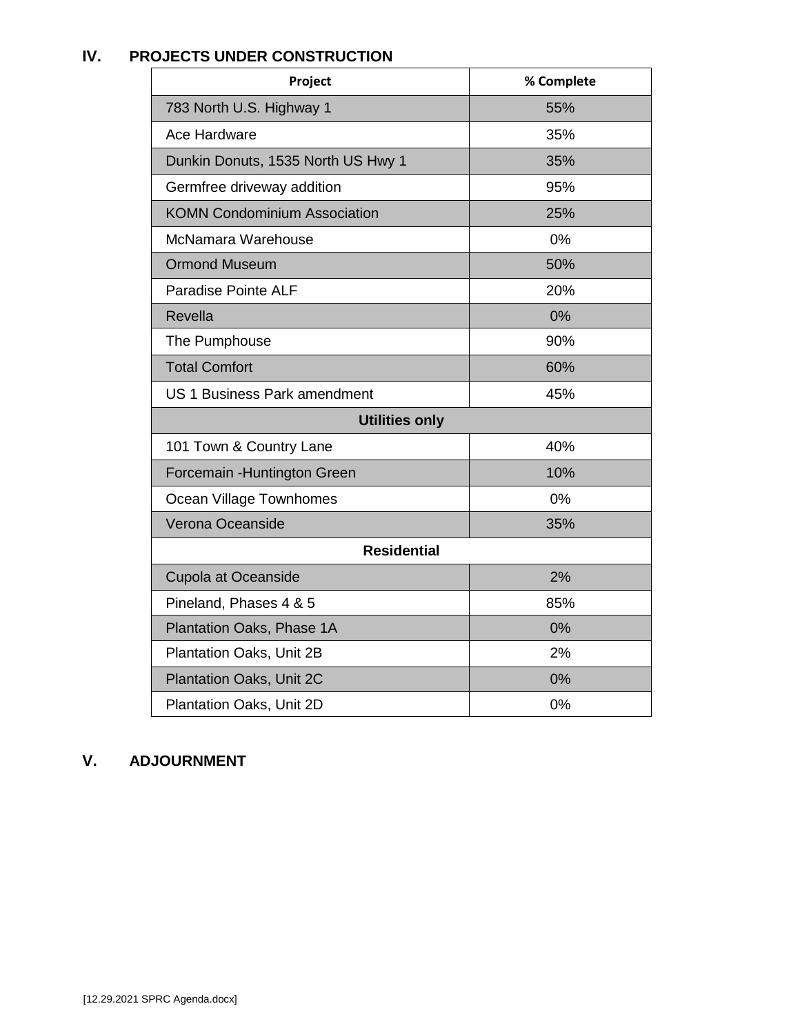## IV. PROJECTS UNDER CONSTRUCTION

| Project | % Complete |
|---|---|
| 783 North U.S. Highway 1 | 55% |
| Ace Hardware | 35% |
| Dunkin Donuts, 1535 North US Hwy 1 | 35% |
| Germfree driveway addition | 95% |
| KOMN Condominium Association | 25% |
| McNamara Warehouse | 0% |
| Ormond Museum | 50% |
| Paradise Pointe ALF | 20% |
| Revella | 0% |
| The Pumphouse | 90% |
| Total Comfort | 60% |
| US 1 Business Park amendment | 45% |
| **Utilities only** | |
| 101 Town & Country Lane | 40% |
| Forcemain -Huntington Green | 10% |
| Ocean Village Townhomes | 0% |
| Verona Oceanside | 35% |
| **Residential** | |
| Cupola at Oceanside | 2% |
| Pineland, Phases 4 & 5 | 85% |
| Plantation Oaks, Phase 1A | 0% |
| Plantation Oaks, Unit 2B | 2% |
| Plantation Oaks, Unit 2C | 0% |
| Plantation Oaks, Unit 2D | 0% |

## V. ADJOURNMENT

[12.29.2021 SPRC Agenda.docx]